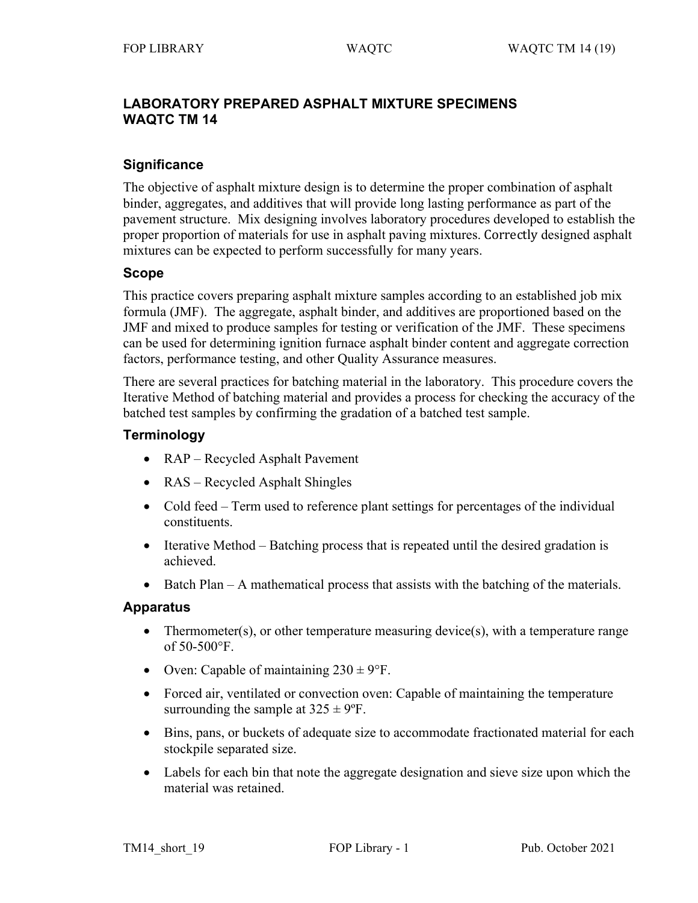# LABORATORY PREPARED ASPHALT MIXTURE SPECIMENS WAQTC TM 14

## Significance

The objective of asphalt mixture design is to determine the proper combination of asphalt binder, aggregates, and additives that will provide long lasting performance as part of the pavement structure. Mix designing involves laboratory procedures developed to establish the proper proportion of materials for use in asphalt paving mixtures. Correctly designed asphalt mixtures can be expected to perform successfully for many years.

## Scope

This practice covers preparing asphalt mixture samples according to an established job mix formula (JMF). The aggregate, asphalt binder, and additives are proportioned based on the JMF and mixed to produce samples for testing or verification of the JMF. These specimens can be used for determining ignition furnace asphalt binder content and aggregate correction factors, performance testing, and other Quality Assurance measures.

There are several practices for batching material in the laboratory. This procedure covers the Iterative Method of batching material and provides a process for checking the accuracy of the batched test samples by confirming the gradation of a batched test sample.

## Terminology

- RAP – Recycled Asphalt Pavement
- RAS – Recycled Asphalt Shingles
- Cold feed – Term used to reference plant settings for percentages of the individual constituents.
- Iterative Method – Batching process that is repeated until the desired gradation is achieved.
- Batch Plan – A mathematical process that assists with the batching of the materials.

## Apparatus

- Thermometer(s), or other temperature measuring device(s), with a temperature range of 50-500°F.
- Oven: Capable of maintaining 230 ± 9°F.
- Forced air, ventilated or convection oven: Capable of maintaining the temperature surrounding the sample at 325 ± 9ºF.
- Bins, pans, or buckets of adequate size to accommodate fractionated material for each stockpile separated size.
- Labels for each bin that note the aggregate designation and sieve size upon which the material was retained.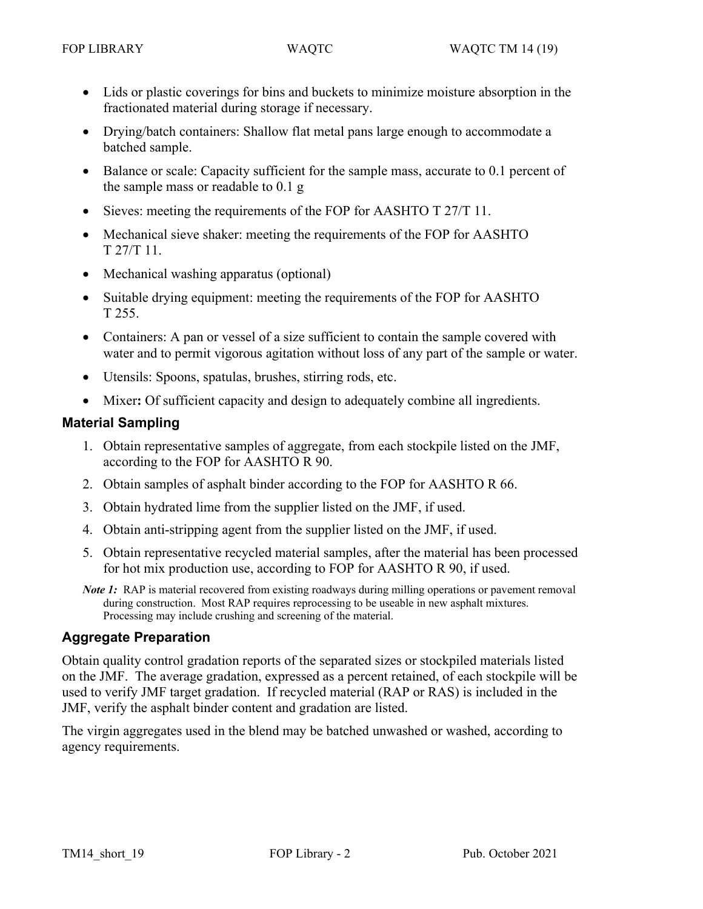- Lids or plastic coverings for bins and buckets to minimize moisture absorption in the fractionated material during storage if necessary.
- Drying/batch containers: Shallow flat metal pans large enough to accommodate a batched sample.
- Balance or scale: Capacity sufficient for the sample mass, accurate to 0.1 percent of the sample mass or readable to 0.1 g
- Sieves: meeting the requirements of the FOP for AASHTO T 27/T 11.
- Mechanical sieve shaker: meeting the requirements of the FOP for AASHTO T 27/T 11.
- Mechanical washing apparatus (optional)
- Suitable drying equipment: meeting the requirements of the FOP for AASHTO T 255.
- Containers: A pan or vessel of a size sufficient to contain the sample covered with water and to permit vigorous agitation without loss of any part of the sample or water.
- Utensils: Spoons, spatulas, brushes, stirring rods, etc.
- Mixer**:** Of sufficient capacity and design to adequately combine all ingredients.

## Material Sampling

1. Obtain representative samples of aggregate, from each stockpile listed on the JMF, according to the FOP for AASHTO R 90.
2. Obtain samples of asphalt binder according to the FOP for AASHTO R 66.
3. Obtain hydrated lime from the supplier listed on the JMF, if used.
4. Obtain anti-stripping agent from the supplier listed on the JMF, if used.
5. Obtain representative recycled material samples, after the material has been processed for hot mix production use, according to FOP for AASHTO R 90, if used.

***Note 1:*** RAP is material recovered from existing roadways during milling operations or pavement removal during construction. Most RAP requires reprocessing to be useable in new asphalt mixtures. Processing may include crushing and screening of the material.

## Aggregate Preparation

Obtain quality control gradation reports of the separated sizes or stockpiled materials listed on the JMF. The average gradation, expressed as a percent retained, of each stockpile will be used to verify JMF target gradation. If recycled material (RAP or RAS) is included in the JMF, verify the asphalt binder content and gradation are listed.

The virgin aggregates used in the blend may be batched unwashed or washed, according to agency requirements.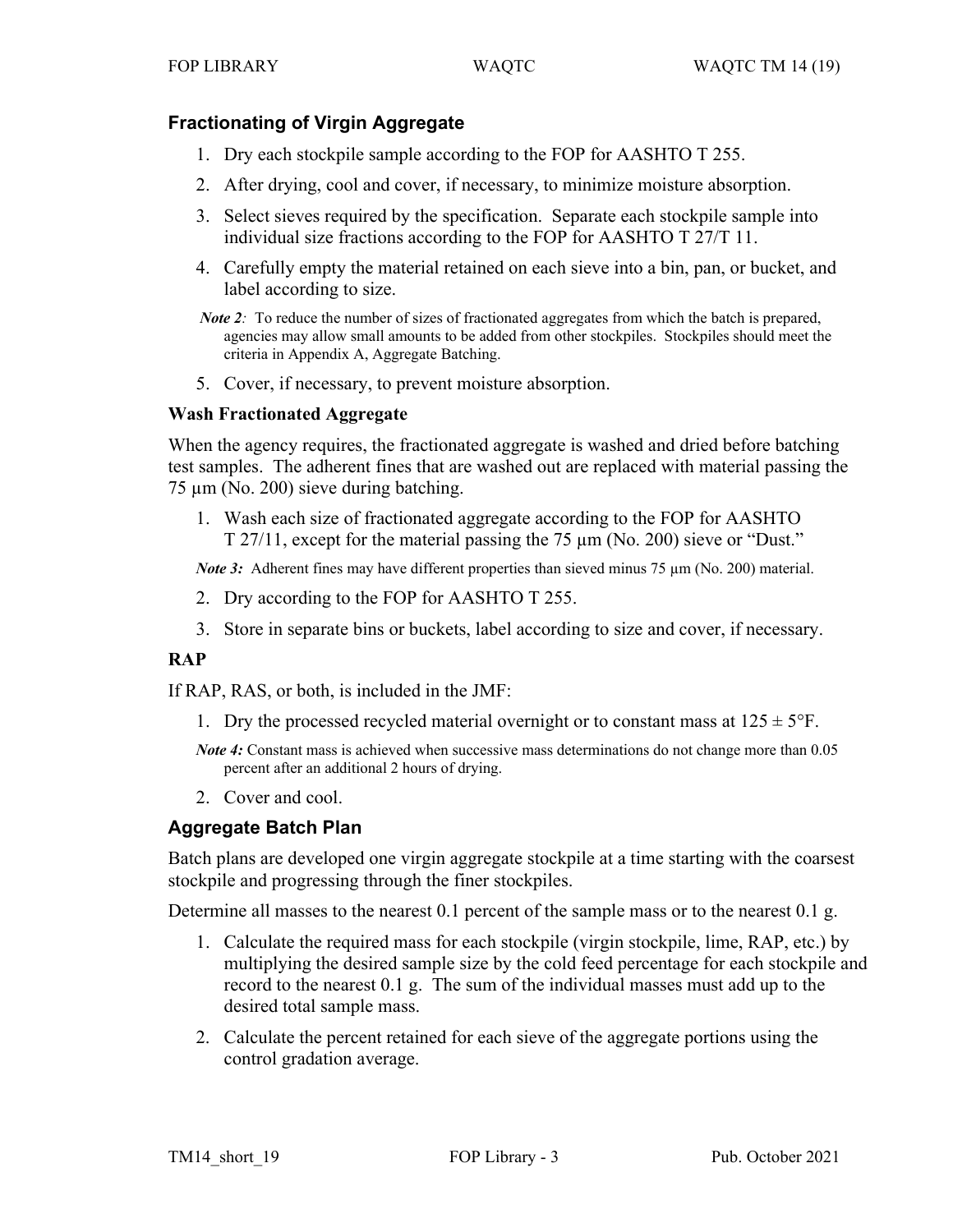## Fractionating of Virgin Aggregate

1. Dry each stockpile sample according to the FOP for AASHTO T 255.
2. After drying, cool and cover, if necessary, to minimize moisture absorption.
3. Select sieves required by the specification. Separate each stockpile sample into individual size fractions according to the FOP for AASHTO T 27/T 11.
4. Carefully empty the material retained on each sieve into a bin, pan, or bucket, and label according to size.

*Note 2:* To reduce the number of sizes of fractionated aggregates from which the batch is prepared, agencies may allow small amounts to be added from other stockpiles. Stockpiles should meet the criteria in Appendix A, Aggregate Batching.

5. Cover, if necessary, to prevent moisture absorption.

### Wash Fractionated Aggregate

When the agency requires, the fractionated aggregate is washed and dried before batching test samples. The adherent fines that are washed out are replaced with material passing the 75 µm (No. 200) sieve during batching.

1. Wash each size of fractionated aggregate according to the FOP for AASHTO T 27/11, except for the material passing the 75 µm (No. 200) sieve or "Dust."

*Note 3:* Adherent fines may have different properties than sieved minus 75 µm (No. 200) material.

2. Dry according to the FOP for AASHTO T 255.
3. Store in separate bins or buckets, label according to size and cover, if necessary.

### RAP

If RAP, RAS, or both, is included in the JMF:

1. Dry the processed recycled material overnight or to constant mass at 125 ± 5°F.

*Note 4:* Constant mass is achieved when successive mass determinations do not change more than 0.05 percent after an additional 2 hours of drying.

2. Cover and cool.

## Aggregate Batch Plan

Batch plans are developed one virgin aggregate stockpile at a time starting with the coarsest stockpile and progressing through the finer stockpiles.

Determine all masses to the nearest 0.1 percent of the sample mass or to the nearest 0.1 g.

1. Calculate the required mass for each stockpile (virgin stockpile, lime, RAP, etc.) by multiplying the desired sample size by the cold feed percentage for each stockpile and record to the nearest 0.1 g. The sum of the individual masses must add up to the desired total sample mass.
2. Calculate the percent retained for each sieve of the aggregate portions using the control gradation average.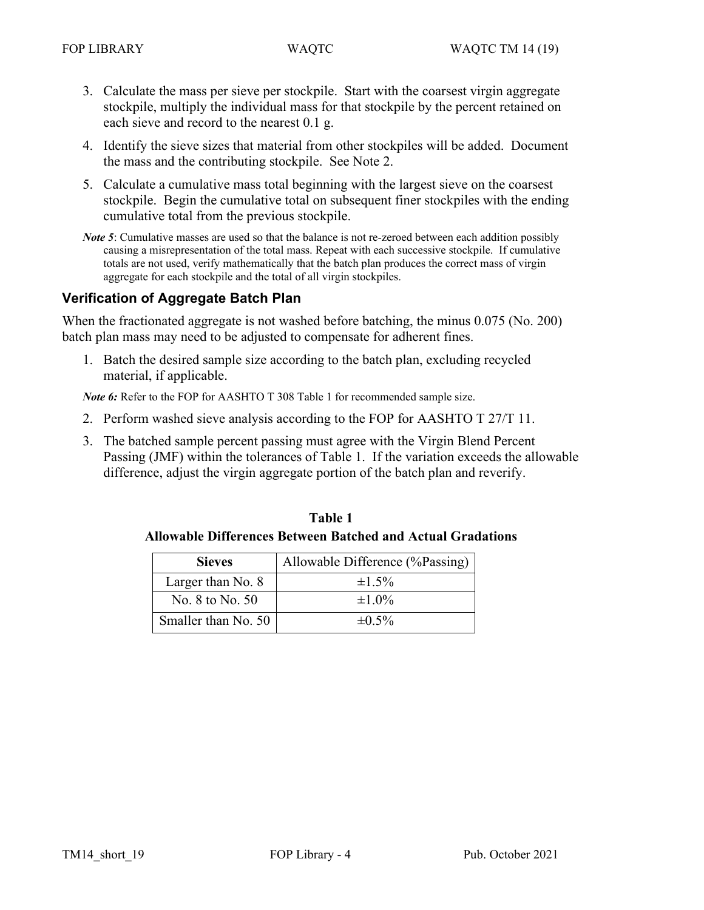3. Calculate the mass per sieve per stockpile. Start with the coarsest virgin aggregate stockpile, multiply the individual mass for that stockpile by the percent retained on each sieve and record to the nearest 0.1 g.
4. Identify the sieve sizes that material from other stockpiles will be added. Document the mass and the contributing stockpile. See Note 2.
5. Calculate a cumulative mass total beginning with the largest sieve on the coarsest stockpile. Begin the cumulative total on subsequent finer stockpiles with the ending cumulative total from the previous stockpile.

***Note 5***: Cumulative masses are used so that the balance is not re-zeroed between each addition possibly causing a misrepresentation of the total mass. Repeat with each successive stockpile. If cumulative totals are not used, verify mathematically that the batch plan produces the correct mass of virgin aggregate for each stockpile and the total of all virgin stockpiles.

## Verification of Aggregate Batch Plan

When the fractionated aggregate is not washed before batching, the minus 0.075 (No. 200) batch plan mass may need to be adjusted to compensate for adherent fines.

1. Batch the desired sample size according to the batch plan, excluding recycled material, if applicable.

***Note 6:*** Refer to the FOP for AASHTO T 308 Table 1 for recommended sample size.

2. Perform washed sieve analysis according to the FOP for AASHTO T 27/T 11.
3. The batched sample percent passing must agree with the Virgin Blend Percent Passing (JMF) within the tolerances of Table 1. If the variation exceeds the allowable difference, adjust the virgin aggregate portion of the batch plan and reverify.

**Table 1**
**Allowable Differences Between Batched and Actual Gradations**

| Sieves | Allowable Difference (%Passing) |
|---|---|
| Larger than No. 8 | ±1.5% |
| No. 8 to No. 50 | ±1.0% |
| Smaller than No. 50 | ±0.5% |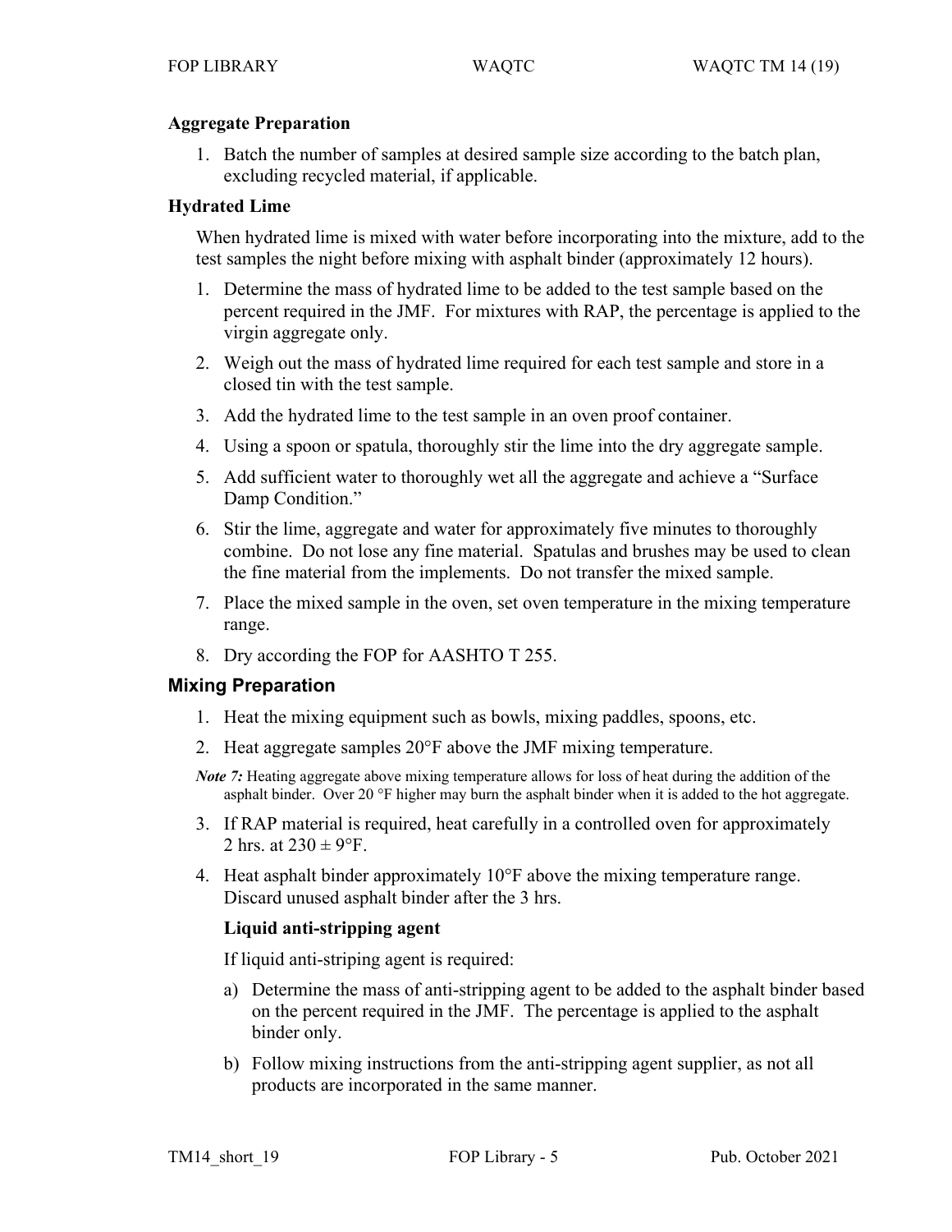### Aggregate Preparation

1. Batch the number of samples at desired sample size according to the batch plan, excluding recycled material, if applicable.

### Hydrated Lime

When hydrated lime is mixed with water before incorporating into the mixture, add to the test samples the night before mixing with asphalt binder (approximately 12 hours).

1. Determine the mass of hydrated lime to be added to the test sample based on the percent required in the JMF. For mixtures with RAP, the percentage is applied to the virgin aggregate only.
2. Weigh out the mass of hydrated lime required for each test sample and store in a closed tin with the test sample.
3. Add the hydrated lime to the test sample in an oven proof container.
4. Using a spoon or spatula, thoroughly stir the lime into the dry aggregate sample.
5. Add sufficient water to thoroughly wet all the aggregate and achieve a "Surface Damp Condition."
6. Stir the lime, aggregate and water for approximately five minutes to thoroughly combine. Do not lose any fine material. Spatulas and brushes may be used to clean the fine material from the implements. Do not transfer the mixed sample.
7. Place the mixed sample in the oven, set oven temperature in the mixing temperature range.
8. Dry according the FOP for AASHTO T 255.

## Mixing Preparation

1. Heat the mixing equipment such as bowls, mixing paddles, spoons, etc.
2. Heat aggregate samples 20°F above the JMF mixing temperature.

*Note 7:* Heating aggregate above mixing temperature allows for loss of heat during the addition of the asphalt binder. Over 20 °F higher may burn the asphalt binder when it is added to the hot aggregate.

3. If RAP material is required, heat carefully in a controlled oven for approximately 2 hrs. at 230 ± 9°F.
4. Heat asphalt binder approximately 10°F above the mixing temperature range. Discard unused asphalt binder after the 3 hrs.

   **Liquid anti-stripping agent**

   If liquid anti-striping agent is required:

   a) Determine the mass of anti-stripping agent to be added to the asphalt binder based on the percent required in the JMF. The percentage is applied to the asphalt binder only.

   b) Follow mixing instructions from the anti-stripping agent supplier, as not all products are incorporated in the same manner.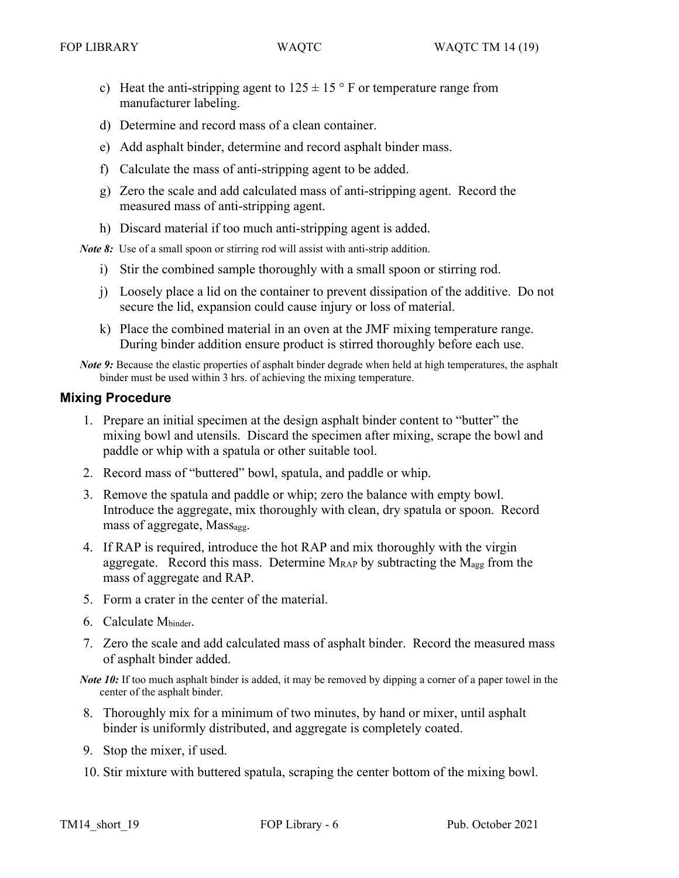c) Heat the anti-stripping agent to 125 ± 15 ° F or temperature range from manufacturer labeling.

d) Determine and record mass of a clean container.

e) Add asphalt binder, determine and record asphalt binder mass.

f) Calculate the mass of anti-stripping agent to be added.

g) Zero the scale and add calculated mass of anti-stripping agent. Record the measured mass of anti-stripping agent.

h) Discard material if too much anti-stripping agent is added.

*Note 8:* Use of a small spoon or stirring rod will assist with anti-strip addition.

i) Stir the combined sample thoroughly with a small spoon or stirring rod.

j) Loosely place a lid on the container to prevent dissipation of the additive. Do not secure the lid, expansion could cause injury or loss of material.

k) Place the combined material in an oven at the JMF mixing temperature range. During binder addition ensure product is stirred thoroughly before each use.

*Note 9:* Because the elastic properties of asphalt binder degrade when held at high temperatures, the asphalt binder must be used within 3 hrs. of achieving the mixing temperature.

## Mixing Procedure

1. Prepare an initial specimen at the design asphalt binder content to "butter" the mixing bowl and utensils. Discard the specimen after mixing, scrape the bowl and paddle or whip with a spatula or other suitable tool.
2. Record mass of "buttered" bowl, spatula, and paddle or whip.
3. Remove the spatula and paddle or whip; zero the balance with empty bowl. Introduce the aggregate, mix thoroughly with clean, dry spatula or spoon. Record mass of aggregate, $Mass_{agg}$.
4. If RAP is required, introduce the hot RAP and mix thoroughly with the virgin aggregate. Record this mass. Determine $M_{RAP}$ by subtracting the $M_{agg}$ from the mass of aggregate and RAP.
5. Form a crater in the center of the material.
6. Calculate $M_{binder}$.
7. Zero the scale and add calculated mass of asphalt binder. Record the measured mass of asphalt binder added.

*Note 10:* If too much asphalt binder is added, it may be removed by dipping a corner of a paper towel in the center of the asphalt binder.

8. Thoroughly mix for a minimum of two minutes, by hand or mixer, until asphalt binder is uniformly distributed, and aggregate is completely coated.
9. Stop the mixer, if used.
10. Stir mixture with buttered spatula, scraping the center bottom of the mixing bowl.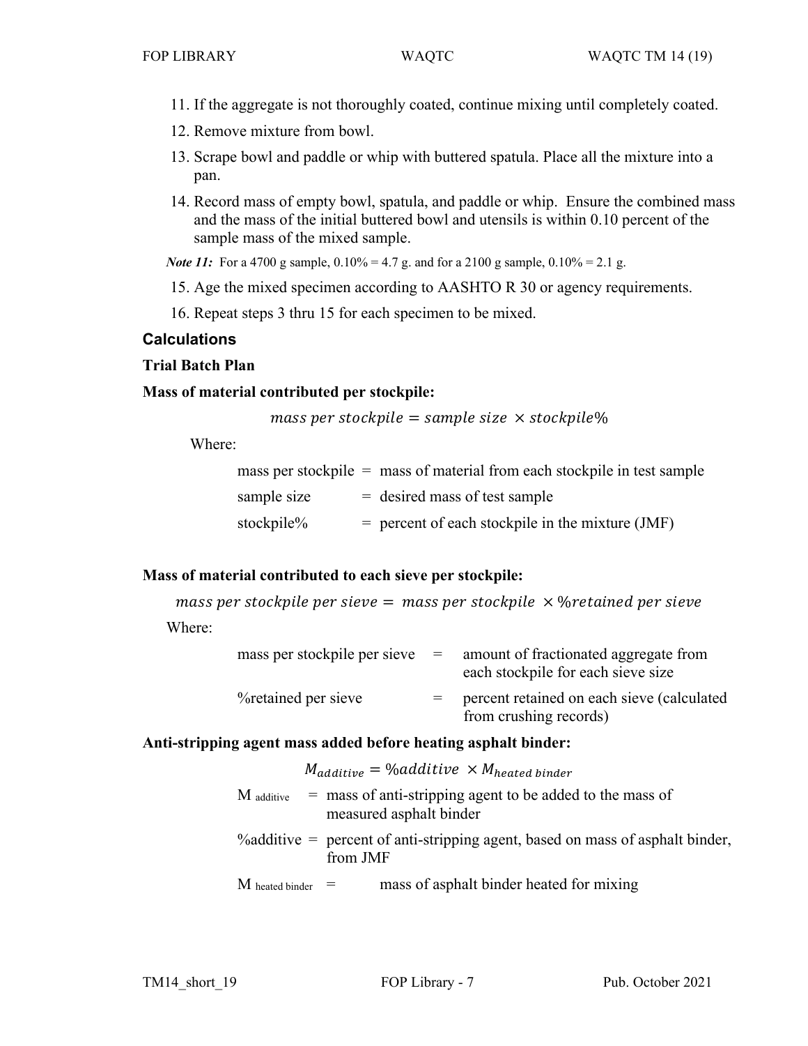11. If the aggregate is not thoroughly coated, continue mixing until completely coated.
12. Remove mixture from bowl.
13. Scrape bowl and paddle or whip with buttered spatula. Place all the mixture into a pan.
14. Record mass of empty bowl, spatula, and paddle or whip. Ensure the combined mass and the mass of the initial buttered bowl and utensils is within 0.10 percent of the sample mass of the mixed sample.

*Note 11:* For a 4700 g sample, 0.10% = 4.7 g. and for a 2100 g sample, 0.10% = 2.1 g.

15. Age the mixed specimen according to AASHTO R 30 or agency requirements.
16. Repeat steps 3 thru 15 for each specimen to be mixed.

## Calculations

### Trial Batch Plan

**Mass of material contributed per stockpile:**

$$mass\ per\ stockpile = sample\ size\ \times stockpile\%$$

Where:

| | | |
|---|---|---|
| mass per stockpile | = | mass of material from each stockpile in test sample |
| sample size | = | desired mass of test sample |
| stockpile% | = | percent of each stockpile in the mixture (JMF) |

**Mass of material contributed to each sieve per stockpile:**

$$mass\ per\ stockpile\ per\ sieve = \ mass\ per\ stockpile\ \times \%retained\ per\ sieve$$

Where:

| | | |
|---|---|---|
| mass per stockpile per sieve | = | amount of fractionated aggregate from each stockpile for each sieve size |
| %retained per sieve | = | percent retained on each sieve (calculated from crushing records) |

**Anti-stripping agent mass added before heating asphalt binder:**

$$M_{additive} = \%additive\ \times M_{heated\ binder}$$

| | | |
|---|---|---|
| $M_{additive}$ | = | mass of anti-stripping agent to be added to the mass of measured asphalt binder |
| %additive | = | percent of anti-stripping agent, based on mass of asphalt binder, from JMF |
| $M_{heated\ binder}$ | = | mass of asphalt binder heated for mixing |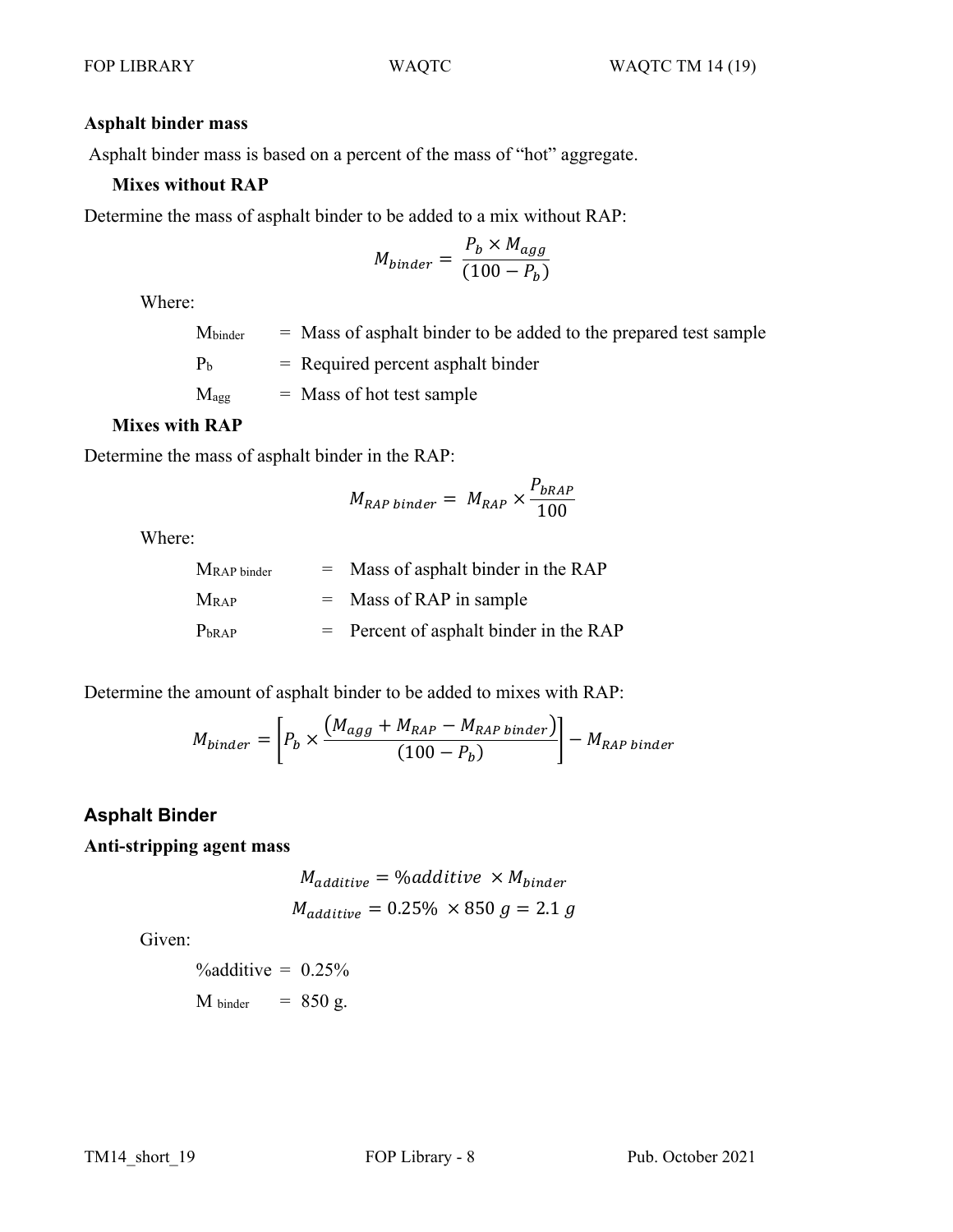### Asphalt binder mass

Asphalt binder mass is based on a percent of the mass of "hot" aggregate.

#### Mixes without RAP

Determine the mass of asphalt binder to be added to a mix without RAP:

$$M_{binder} = \frac{P_b \times M_{agg}}{(100 - P_b)}$$

Where:

| | | |
|---|---|---|
| $M_{binder}$ | = | Mass of asphalt binder to be added to the prepared test sample |
| $P_b$ | = | Required percent asphalt binder |
| $M_{agg}$ | = | Mass of hot test sample |

#### Mixes with RAP

Determine the mass of asphalt binder in the RAP:

$$M_{RAP\ binder} = M_{RAP} \times \frac{P_{bRAP}}{100}$$

Where:

| | | |
|---|---|---|
| $M_{RAP\ binder}$ | = | Mass of asphalt binder in the RAP |
| $M_{RAP}$ | = | Mass of RAP in sample |
| $P_{bRAP}$ | = | Percent of asphalt binder in the RAP |

Determine the amount of asphalt binder to be added to mixes with RAP:

$$M_{binder} = \left[P_b \times \frac{(M_{agg} + M_{RAP} - M_{RAP\ binder})}{(100 - P_b)}\right] - M_{RAP\ binder}$$

## Asphalt Binder

### Anti-stripping agent mass

$$M_{additive} = \%additive \times M_{binder}$$

$$M_{additive} = 0.25\% \times 850\ g = 2.1\ g$$

Given:

%additive = 0.25%

$M_{binder}$ = 850 g.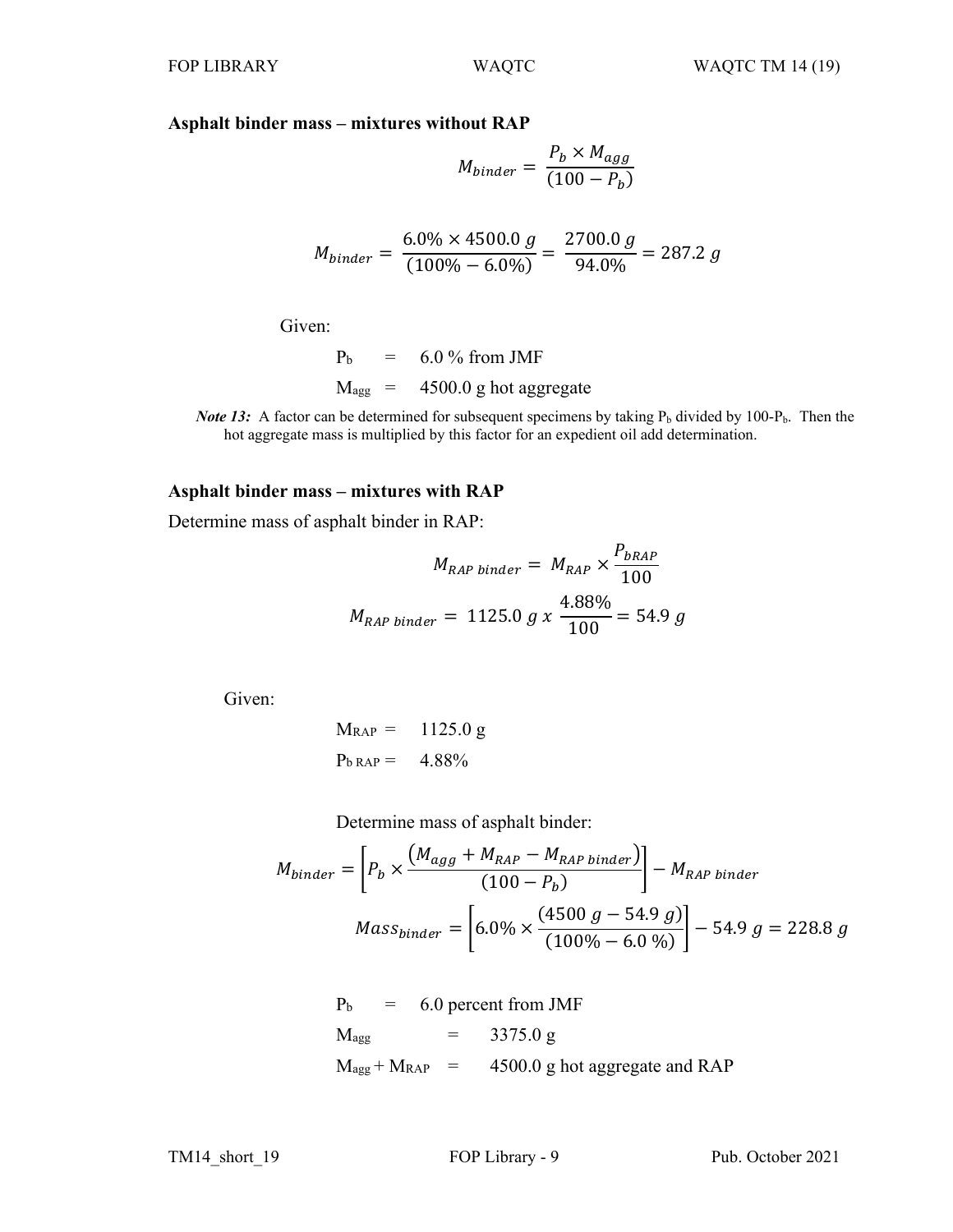**Asphalt binder mass – mixtures without RAP**

$$M_{binder} = \frac{P_b \times M_{agg}}{(100 - P_b)}$$

$$M_{binder} = \frac{6.0\% \times 4500.0\ g}{(100\% - 6.0\%)} = \frac{2700.0\ g}{94.0\%} = 287.2\ g$$

Given:

$P_b$ = 6.0 % from JMF

$M_{agg}$ = 4500.0 g hot aggregate

***Note 13:*** A factor can be determined for subsequent specimens by taking $P_b$ divided by $100\text{-}P_b$. Then the hot aggregate mass is multiplied by this factor for an expedient oil add determination.

**Asphalt binder mass – mixtures with RAP**

Determine mass of asphalt binder in RAP:

$$M_{RAP\ binder} = M_{RAP} \times \frac{P_{bRAP}}{100}$$

$$M_{RAP\ binder} = 1125.0\ g\ x\ \frac{4.88\%}{100} = 54.9\ g$$

Given:

$M_{RAP}$ = 1125.0 g

$P_{b\ RAP}$ = 4.88%

Determine mass of asphalt binder:

$$M_{binder} = \left[P_b \times \frac{(M_{agg} + M_{RAP} - M_{RAP\ binder})}{(100 - P_b)}\right] - M_{RAP\ binder}$$

$$Mass_{binder} = \left[6.0\% \times \frac{(4500\ g - 54.9\ g)}{(100\% - 6.0\ \%)}\right] - 54.9\ g = 228.8\ g$$

$P_b$ = 6.0 percent from JMF

$M_{agg}$ = 3375.0 g

$M_{agg} + M_{RAP}$ = 4500.0 g hot aggregate and RAP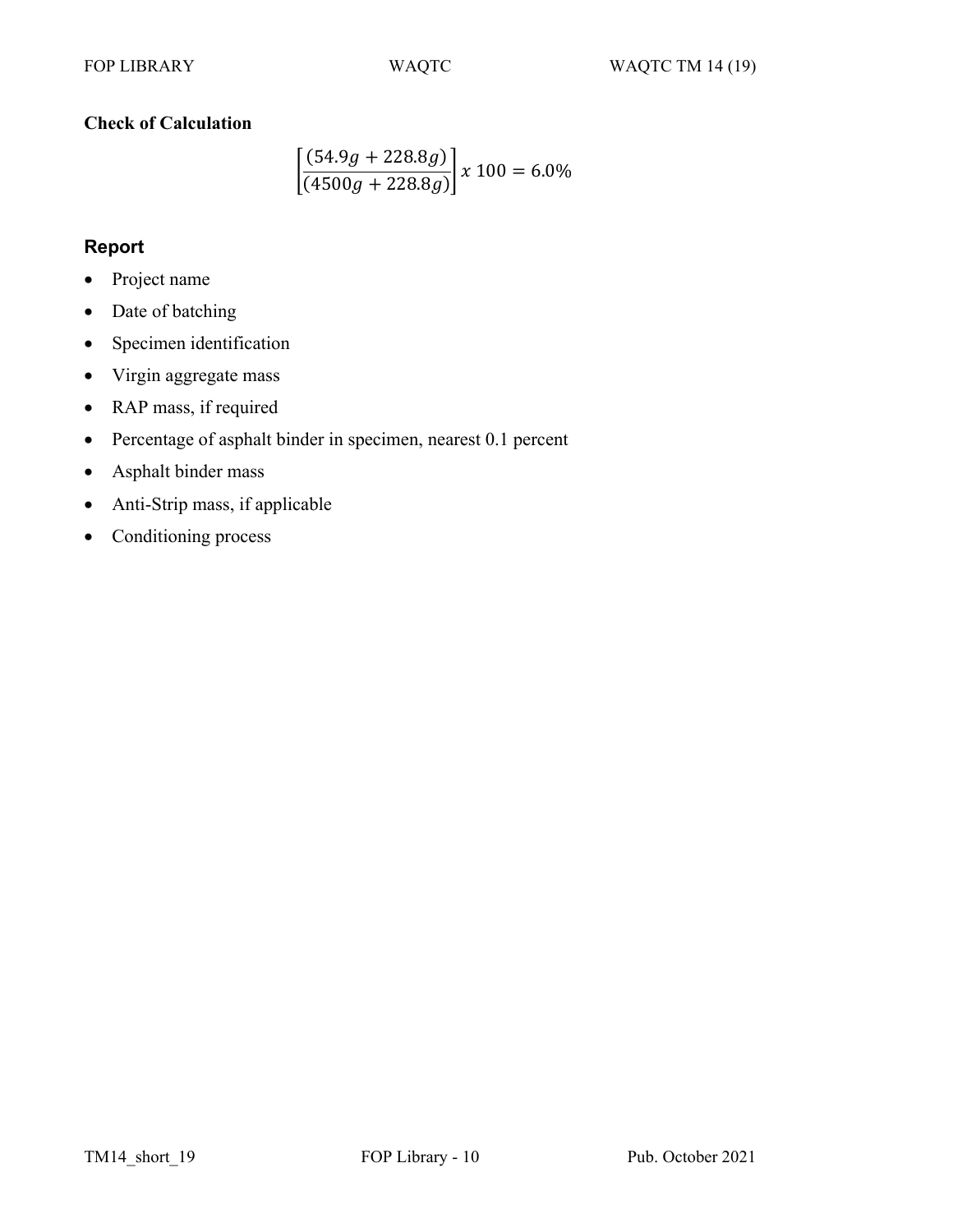**Check of Calculation**

$$\left[\frac{(54.9g + 228.8g)}{(4500g + 228.8g)}\right] x\ 100 = 6.0\%$$

## Report

- Project name
- Date of batching
- Specimen identification
- Virgin aggregate mass
- RAP mass, if required
- Percentage of asphalt binder in specimen, nearest 0.1 percent
- Asphalt binder mass
- Anti-Strip mass, if applicable
- Conditioning process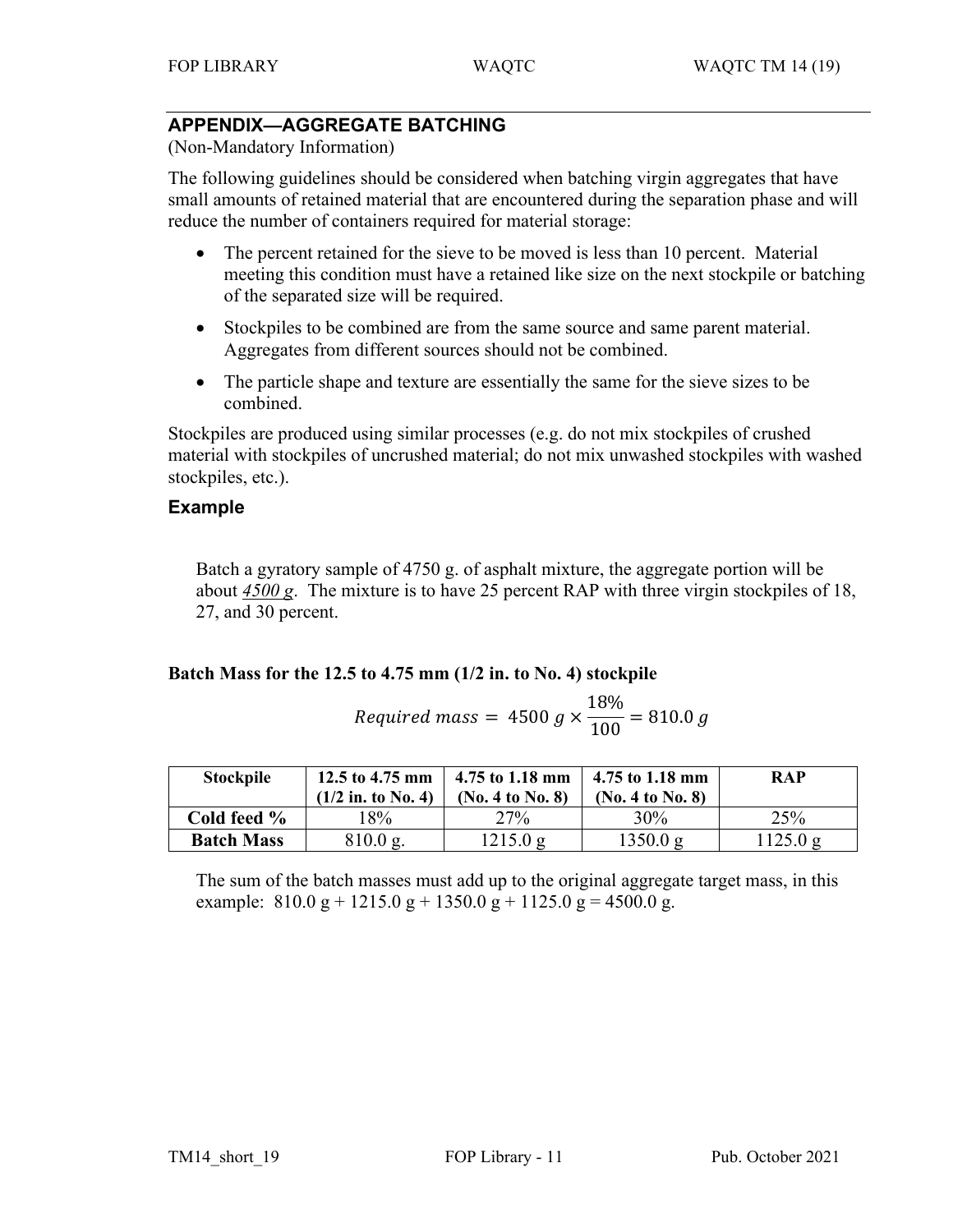## APPENDIX—AGGREGATE BATCHING

(Non-Mandatory Information)

The following guidelines should be considered when batching virgin aggregates that have small amounts of retained material that are encountered during the separation phase and will reduce the number of containers required for material storage:

- The percent retained for the sieve to be moved is less than 10 percent. Material meeting this condition must have a retained like size on the next stockpile or batching of the separated size will be required.
- Stockpiles to be combined are from the same source and same parent material. Aggregates from different sources should not be combined.
- The particle shape and texture are essentially the same for the sieve sizes to be combined.

Stockpiles are produced using similar processes (e.g. do not mix stockpiles of crushed material with stockpiles of uncrushed material; do not mix unwashed stockpiles with washed stockpiles, etc.).

### Example

Batch a gyratory sample of 4750 g. of asphalt mixture, the aggregate portion will be about *4500 g*. The mixture is to have 25 percent RAP with three virgin stockpiles of 18, 27, and 30 percent.

**Batch Mass for the 12.5 to 4.75 mm (1/2 in. to No. 4) stockpile**

$$Required\ mass = 4500\ g \times \frac{18\%}{100} = 810.0\ g$$

| Stockpile | 12.5 to 4.75 mm (1/2 in. to No. 4) | 4.75 to 1.18 mm (No. 4 to No. 8) | 4.75 to 1.18 mm (No. 4 to No. 8) | RAP |
|---|---|---|---|---|
| **Cold feed %** | 18% | 27% | 30% | 25% |
| **Batch Mass** | 810.0 g. | 1215.0 g | 1350.0 g | 1125.0 g |

The sum of the batch masses must add up to the original aggregate target mass, in this example: 810.0 g + 1215.0 g + 1350.0 g + 1125.0 g = 4500.0 g.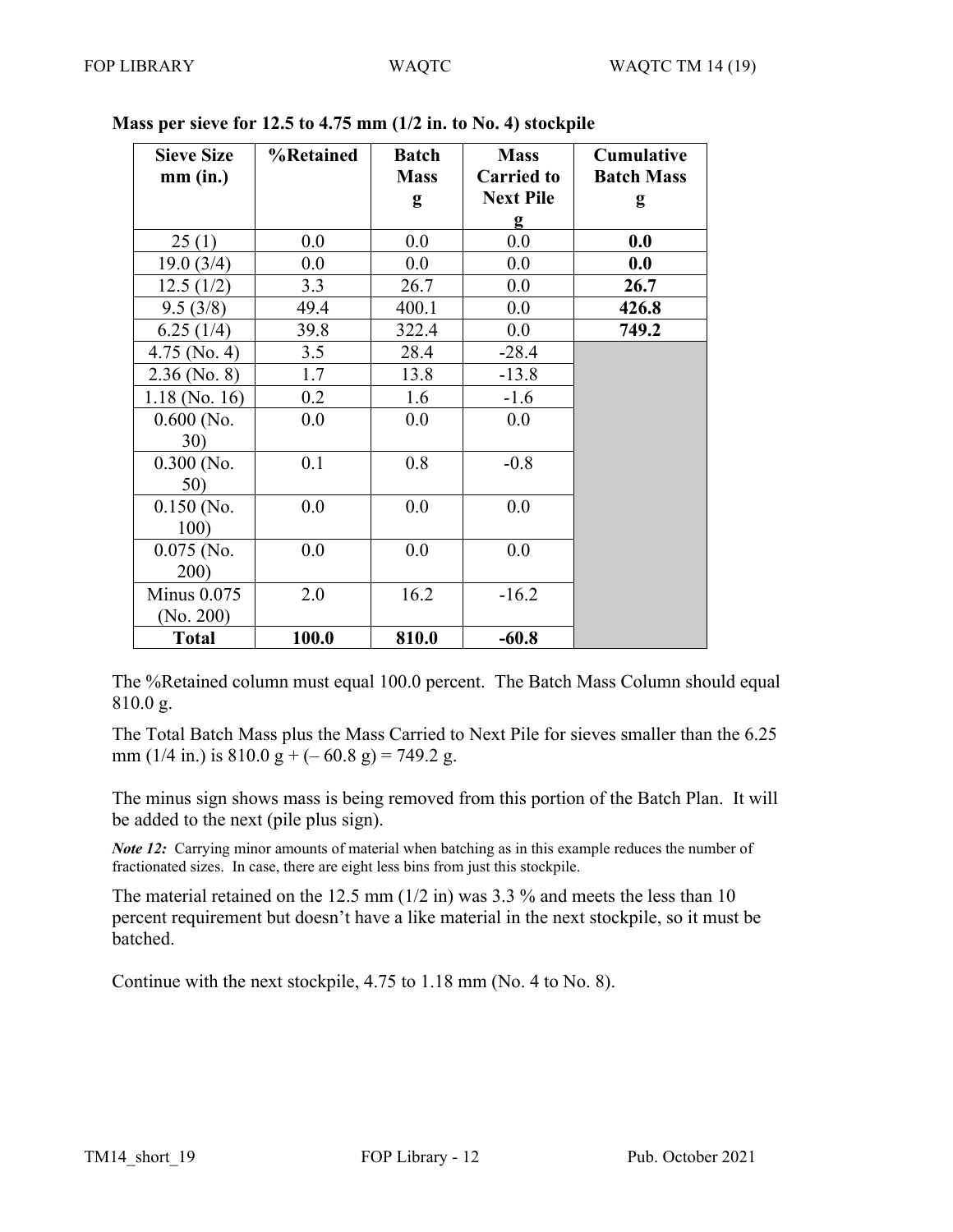**Mass per sieve for 12.5 to 4.75 mm (1/2 in. to No. 4) stockpile**

| Sieve Size mm (in.) | %Retained | Batch Mass g | Mass Carried to Next Pile g | Cumulative Batch Mass g |
|---|---|---|---|---|
| 25 (1) | 0.0 | 0.0 | 0.0 | **0.0** |
| 19.0 (3/4) | 0.0 | 0.0 | 0.0 | **0.0** |
| 12.5 (1/2) | 3.3 | 26.7 | 0.0 | **26.7** |
| 9.5 (3/8) | 49.4 | 400.1 | 0.0 | **426.8** |
| 6.25 (1/4) | 39.8 | 322.4 | 0.0 | **749.2** |
| 4.75 (No. 4) | 3.5 | 28.4 | -28.4 | |
| 2.36 (No. 8) | 1.7 | 13.8 | -13.8 | |
| 1.18 (No. 16) | 0.2 | 1.6 | -1.6 | |
| 0.600 (No. 30) | 0.0 | 0.0 | 0.0 | |
| 0.300 (No. 50) | 0.1 | 0.8 | -0.8 | |
| 0.150 (No. 100) | 0.0 | 0.0 | 0.0 | |
| 0.075 (No. 200) | 0.0 | 0.0 | 0.0 | |
| Minus 0.075 (No. 200) | 2.0 | 16.2 | -16.2 | |
| **Total** | **100.0** | **810.0** | **-60.8** | |

The %Retained column must equal 100.0 percent. The Batch Mass Column should equal 810.0 g.

The Total Batch Mass plus the Mass Carried to Next Pile for sieves smaller than the 6.25 mm (1/4 in.) is 810.0 g + (– 60.8 g) = 749.2 g.

The minus sign shows mass is being removed from this portion of the Batch Plan. It will be added to the next (pile plus sign).

*Note 12:* Carrying minor amounts of material when batching as in this example reduces the number of fractionated sizes. In case, there are eight less bins from just this stockpile.

The material retained on the 12.5 mm (1/2 in) was 3.3 % and meets the less than 10 percent requirement but doesn't have a like material in the next stockpile, so it must be batched.

Continue with the next stockpile, 4.75 to 1.18 mm (No. 4 to No. 8).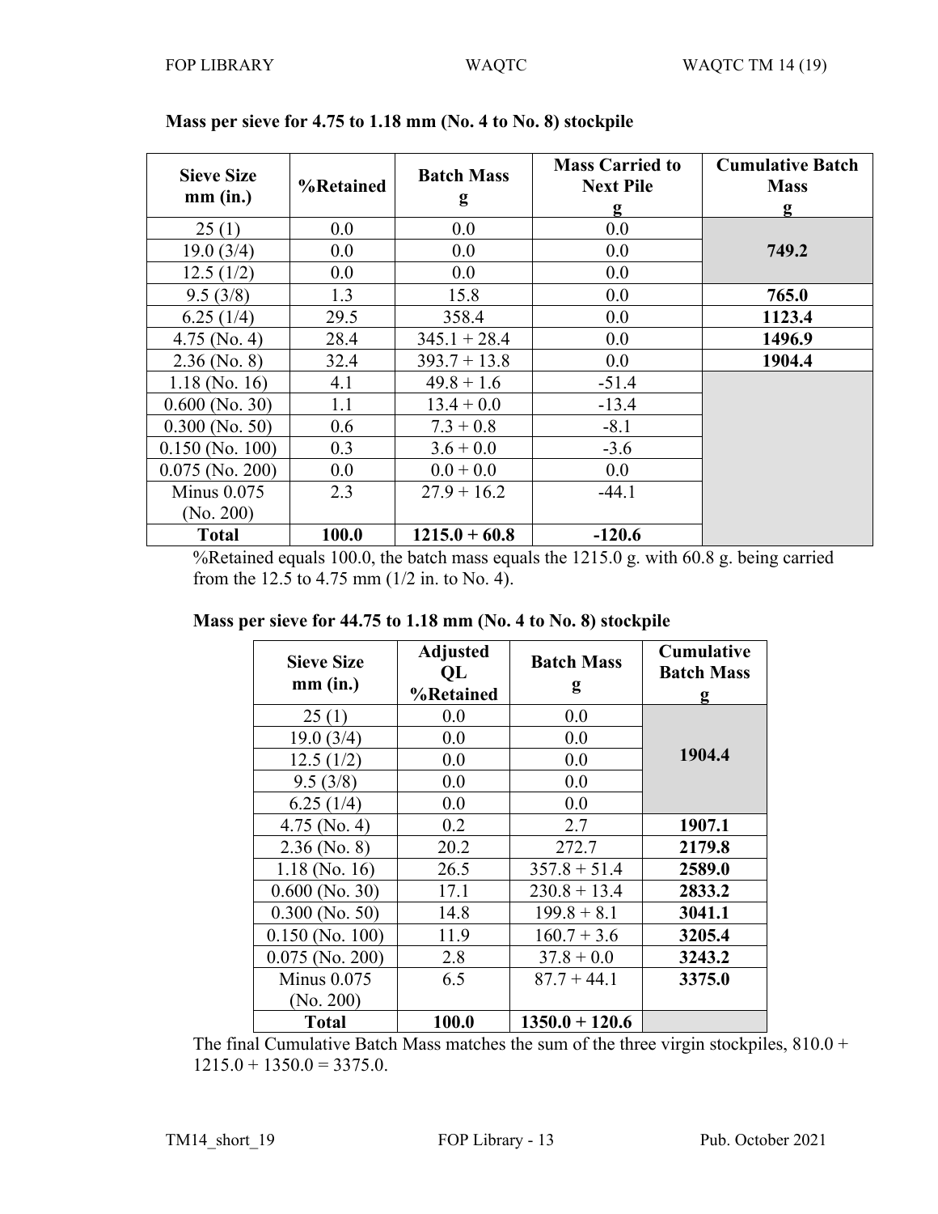**Mass per sieve for 4.75 to 1.18 mm (No. 4 to No. 8) stockpile**

| Sieve Size mm (in.) | %Retained | Batch Mass g | Mass Carried to Next Pile g | Cumulative Batch Mass g |
|---|---|---|---|---|
| 25 (1) | 0.0 | 0.0 | 0.0 | **749.2** |
| 19.0 (3/4) | 0.0 | 0.0 | 0.0 | |
| 12.5 (1/2) | 0.0 | 0.0 | 0.0 | |
| 9.5 (3/8) | 1.3 | 15.8 | 0.0 | **765.0** |
| 6.25 (1/4) | 29.5 | 358.4 | 0.0 | **1123.4** |
| 4.75 (No. 4) | 28.4 | 345.1 + 28.4 | 0.0 | **1496.9** |
| 2.36 (No. 8) | 32.4 | 393.7 + 13.8 | 0.0 | **1904.4** |
| 1.18 (No. 16) | 4.1 | 49.8 + 1.6 | -51.4 | |
| 0.600 (No. 30) | 1.1 | 13.4 + 0.0 | -13.4 | |
| 0.300 (No. 50) | 0.6 | 7.3 + 0.8 | -8.1 | |
| 0.150 (No. 100) | 0.3 | 3.6 + 0.0 | -3.6 | |
| 0.075 (No. 200) | 0.0 | 0.0 + 0.0 | 0.0 | |
| Minus 0.075 (No. 200) | 2.3 | 27.9 + 16.2 | -44.1 | |
| **Total** | **100.0** | **1215.0 + 60.8** | **-120.6** | |

%Retained equals 100.0, the batch mass equals the 1215.0 g. with 60.8 g. being carried from the 12.5 to 4.75 mm (1/2 in. to No. 4).

**Mass per sieve for 44.75 to 1.18 mm (No. 4 to No. 8) stockpile**

| Sieve Size mm (in.) | Adjusted QL %Retained | Batch Mass g | Cumulative Batch Mass g |
|---|---|---|---|
| 25 (1) | 0.0 | 0.0 | **1904.4** |
| 19.0 (3/4) | 0.0 | 0.0 | |
| 12.5 (1/2) | 0.0 | 0.0 | |
| 9.5 (3/8) | 0.0 | 0.0 | |
| 6.25 (1/4) | 0.0 | 0.0 | |
| 4.75 (No. 4) | 0.2 | 2.7 | **1907.1** |
| 2.36 (No. 8) | 20.2 | 272.7 | **2179.8** |
| 1.18 (No. 16) | 26.5 | 357.8 + 51.4 | **2589.0** |
| 0.600 (No. 30) | 17.1 | 230.8 + 13.4 | **2833.2** |
| 0.300 (No. 50) | 14.8 | 199.8 + 8.1 | **3041.1** |
| 0.150 (No. 100) | 11.9 | 160.7 + 3.6 | **3205.4** |
| 0.075 (No. 200) | 2.8 | 37.8 + 0.0 | **3243.2** |
| Minus 0.075 (No. 200) | 6.5 | 87.7 + 44.1 | **3375.0** |
| **Total** | **100.0** | **1350.0 + 120.6** | |

The final Cumulative Batch Mass matches the sum of the three virgin stockpiles, 810.0 + 1215.0 + 1350.0 = 3375.0.